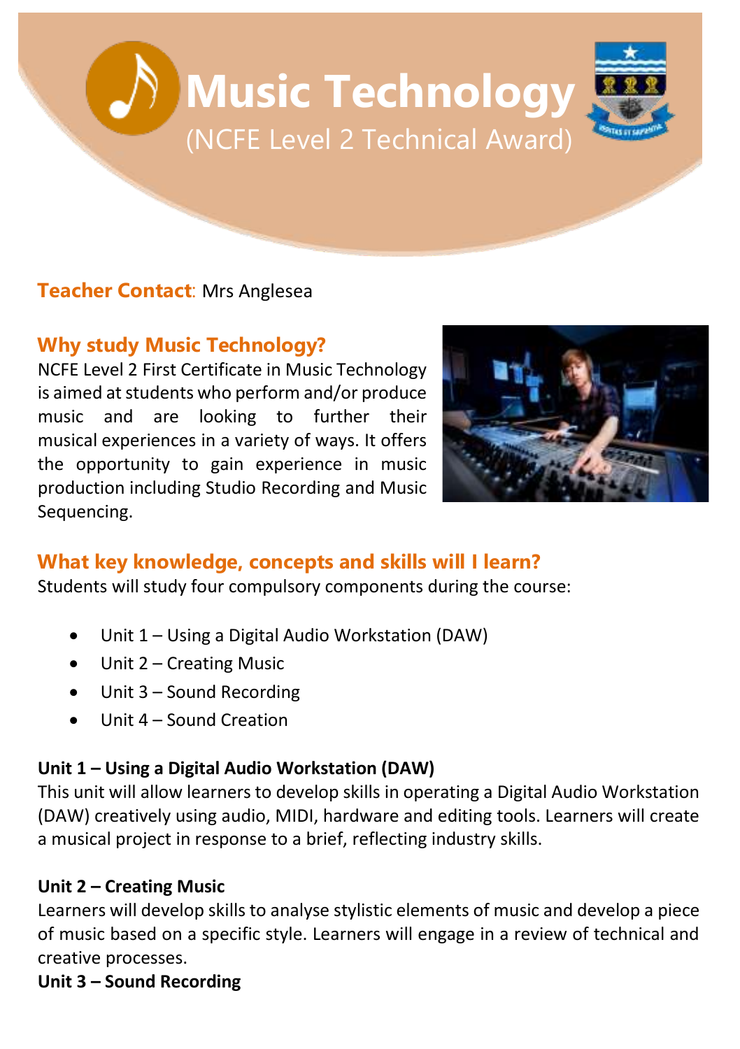# Music Technology

(NCFE Level 2 Technical Award)

**Teacher Contact**: Mrs Anglesea

## Why study Music Technology?

NCFE Level 2 First Certificate in Music Technology is aimed at students who perform and/or produce music and are looking to further their musical experiences in a variety of ways. It offers the opportunity to gain experience in music production including Studio Recording and Music Sequencing.

## What key knowledge, concepts and skills will I learn?

Students will study four compulsory components during the course:

- Unit 1 – Using a Digital Audio Workstation (DAW)
- Unit 2 – Creating Music
- Unit 3 – Sound Recording
- Unit 4 – Sound Creation

**Unit 1 – Using a Digital Audio Workstation (DAW)**

This unit will allow learners to develop skills in operating a Digital Audio Workstation (DAW) creatively using audio, MIDI, hardware and editing tools. Learners will create a musical project in response to a brief, reflecting industry skills.

**Unit 2 – Creating Music**

Learners will develop skills to analyse stylistic elements of music and develop a piece of music based on a specific style. Learners will engage in a review of technical and creative processes.

**Unit 3 – Sound Recording**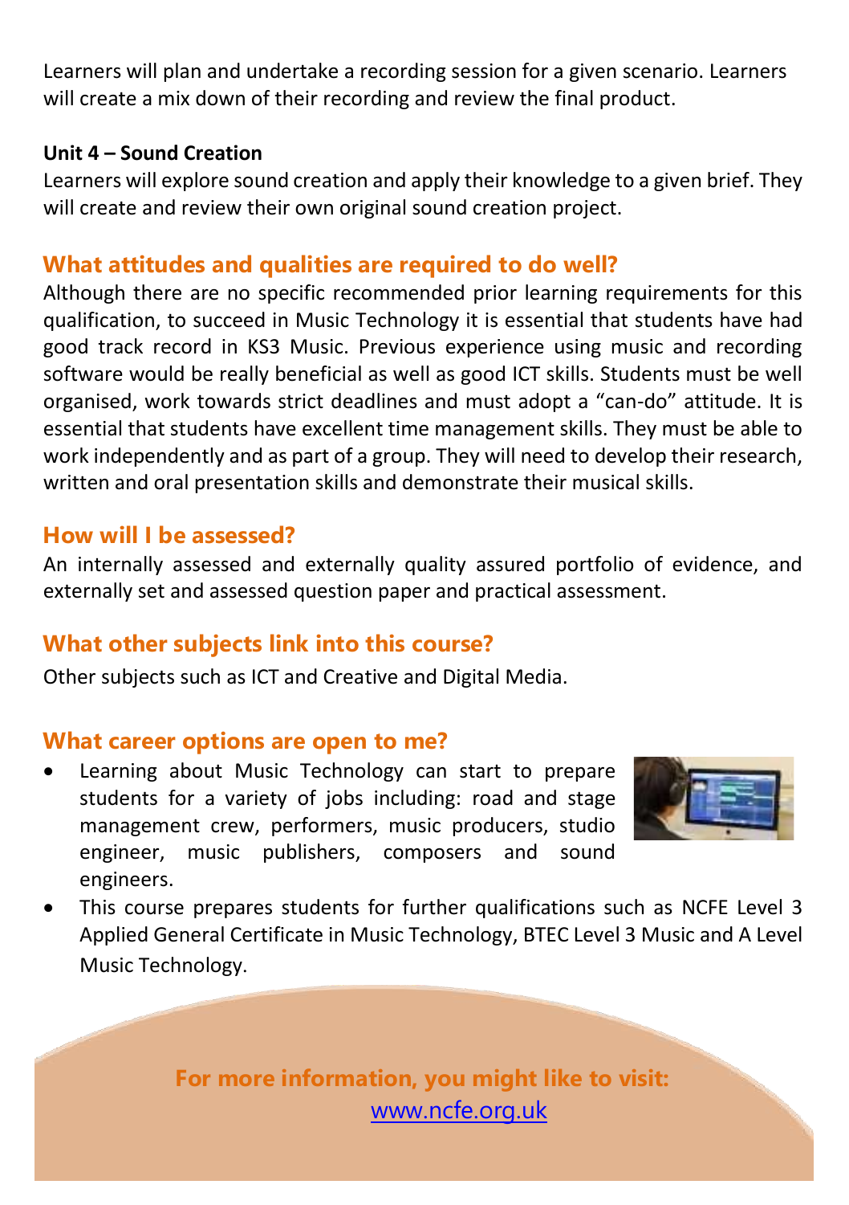Learners will plan and undertake a recording session for a given scenario. Learners will create a mix down of their recording and review the final product.

**Unit 4 – Sound Creation**

Learners will explore sound creation and apply their knowledge to a given brief. They will create and review their own original sound creation project.

## What attitudes and qualities are required to do well?

Although there are no specific recommended prior learning requirements for this qualification, to succeed in Music Technology it is essential that students have had good track record in KS3 Music. Previous experience using music and recording software would be really beneficial as well as good ICT skills. Students must be well organised, work towards strict deadlines and must adopt a "can-do" attitude. It is essential that students have excellent time management skills. They must be able to work independently and as part of a group. They will need to develop their research, written and oral presentation skills and demonstrate their musical skills.

## How will I be assessed?

An internally assessed and externally quality assured portfolio of evidence, and externally set and assessed question paper and practical assessment.

## What other subjects link into this course?

Other subjects such as ICT and Creative and Digital Media.

## What career options are open to me?

- Learning about Music Technology can start to prepare students for a variety of jobs including: road and stage management crew, performers, music producers, studio engineer, music publishers, composers and sound engineers.
- This course prepares students for further qualifications such as NCFE Level 3 Applied General Certificate in Music Technology, BTEC Level 3 Music and A Level Music Technology.

**For more information, you might like to visit:**
www.ncfe.org.uk